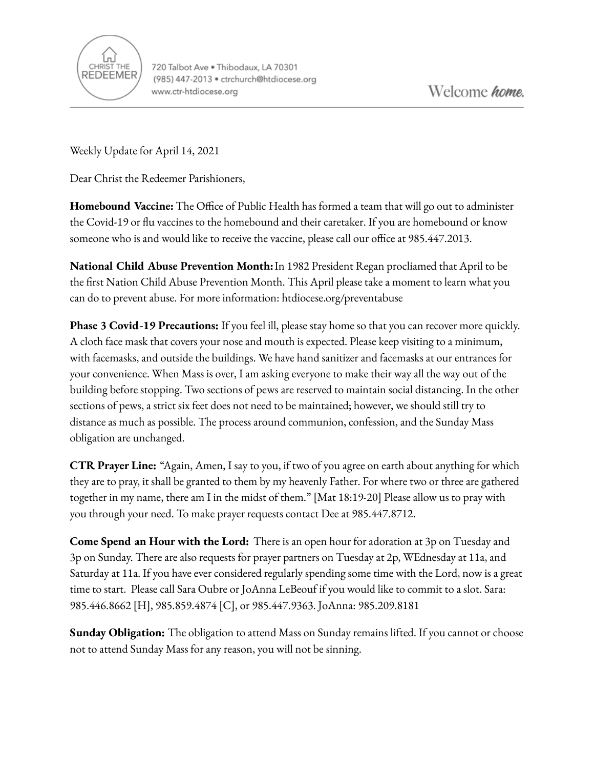720 Talbot Ave • Thibodaux, LA 70301
(985) 447-2013 • ctrchurch@htdiocese.org
www.ctr-htdiocese.org

Welcome *home.*

Weekly Update for April 14, 2021

Dear Christ the Redeemer Parishioners,

**Homebound Vaccine:** The Office of Public Health has formed a team that will go out to administer the Covid-19 or flu vaccines to the homebound and their caretaker. If you are homebound or know someone who is and would like to receive the vaccine, please call our office at 985.447.2013.

**National Child Abuse Prevention Month:** In 1982 President Regan procliamed that April to be the first Nation Child Abuse Prevention Month. This April please take a moment to learn what you can do to prevent abuse. For more information: htdiocese.org/preventabuse

**Phase 3 Covid-19 Precautions:** If you feel ill, please stay home so that you can recover more quickly. A cloth face mask that covers your nose and mouth is expected. Please keep visiting to a minimum, with facemasks, and outside the buildings. We have hand sanitizer and facemasks at our entrances for your convenience. When Mass is over, I am asking everyone to make their way all the way out of the building before stopping. Two sections of pews are reserved to maintain social distancing. In the other sections of pews, a strict six feet does not need to be maintained; however, we should still try to distance as much as possible. The process around communion, confession, and the Sunday Mass obligation are unchanged.

**CTR Prayer Line:** "Again, Amen, I say to you, if two of you agree on earth about anything for which they are to pray, it shall be granted to them by my heavenly Father. For where two or three are gathered together in my name, there am I in the midst of them." [Mat 18:19-20] Please allow us to pray with you through your need. To make prayer requests contact Dee at 985.447.8712.

**Come Spend an Hour with the Lord:** There is an open hour for adoration at 3p on Tuesday and 3p on Sunday. There are also requests for prayer partners on Tuesday at 2p, WEdnesday at 11a, and Saturday at 11a. If you have ever considered regularly spending some time with the Lord, now is a great time to start. Please call Sara Oubre or JoAnna LeBeouf if you would like to commit to a slot. Sara: 985.446.8662 [H], 985.859.4874 [C], or 985.447.9363. JoAnna: 985.209.8181

**Sunday Obligation:** The obligation to attend Mass on Sunday remains lifted. If you cannot or choose not to attend Sunday Mass for any reason, you will not be sinning.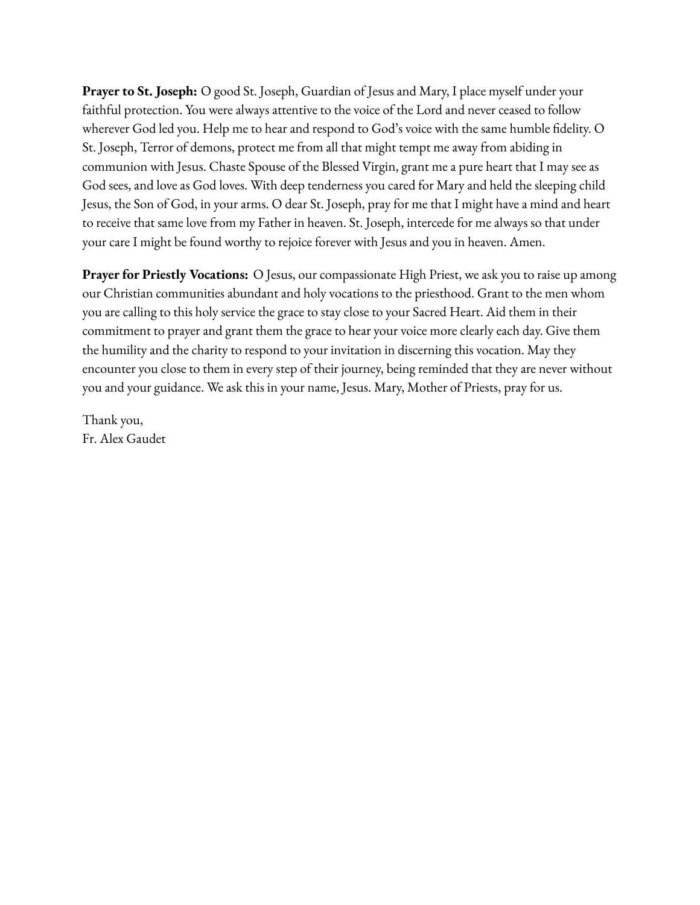**Prayer to St. Joseph:** O good St. Joseph, Guardian of Jesus and Mary, I place myself under your faithful protection. You were always attentive to the voice of the Lord and never ceased to follow wherever God led you. Help me to hear and respond to God's voice with the same humble fidelity. O St. Joseph, Terror of demons, protect me from all that might tempt me away from abiding in communion with Jesus. Chaste Spouse of the Blessed Virgin, grant me a pure heart that I may see as God sees, and love as God loves. With deep tenderness you cared for Mary and held the sleeping child Jesus, the Son of God, in your arms. O dear St. Joseph, pray for me that I might have a mind and heart to receive that same love from my Father in heaven. St. Joseph, intercede for me always so that under your care I might be found worthy to rejoice forever with Jesus and you in heaven. Amen.

**Prayer for Priestly Vocations:** O Jesus, our compassionate High Priest, we ask you to raise up among our Christian communities abundant and holy vocations to the priesthood. Grant to the men whom you are calling to this holy service the grace to stay close to your Sacred Heart. Aid them in their commitment to prayer and grant them the grace to hear your voice more clearly each day. Give them the humility and the charity to respond to your invitation in discerning this vocation. May they encounter you close to them in every step of their journey, being reminded that they are never without you and your guidance. We ask this in your name, Jesus. Mary, Mother of Priests, pray for us.

Thank you,
Fr. Alex Gaudet